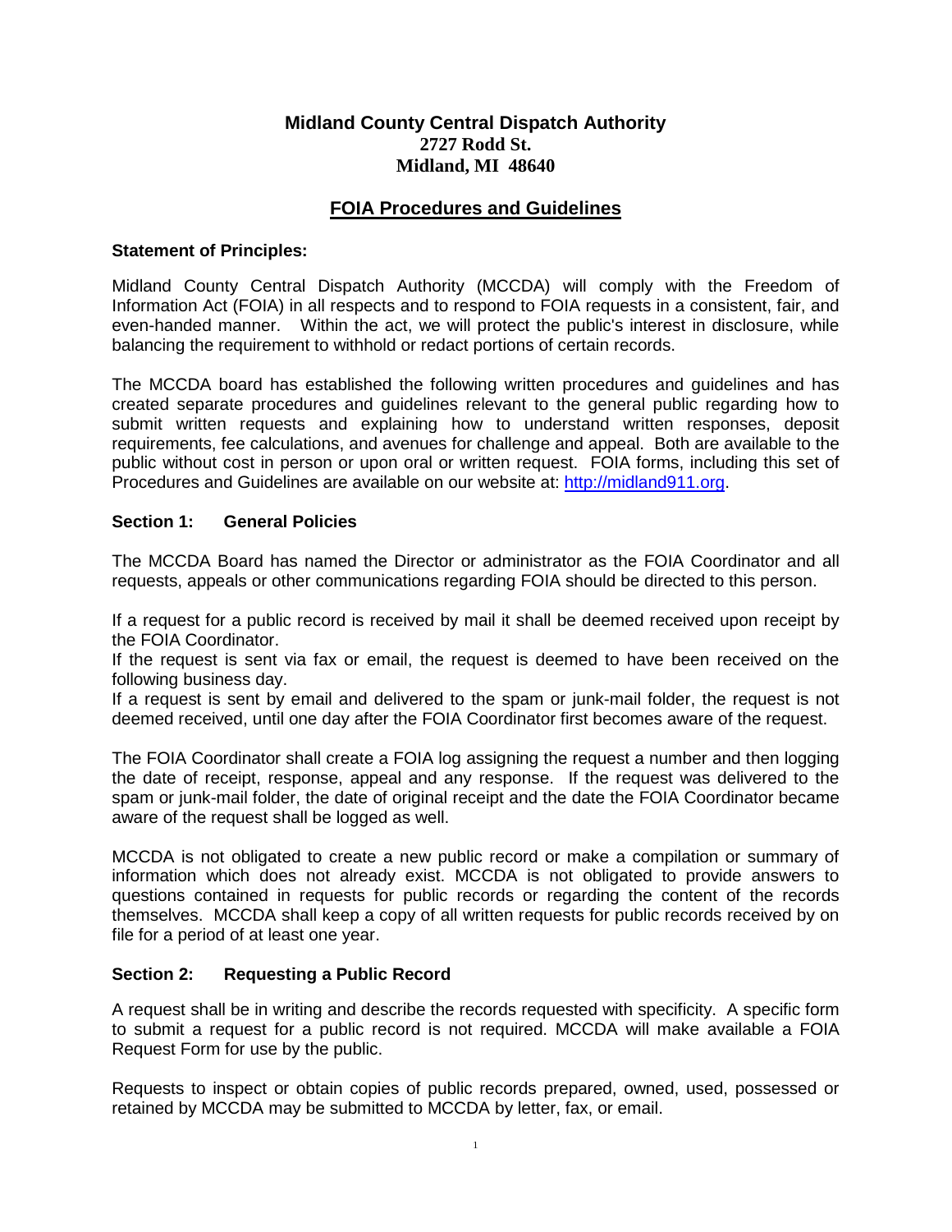**Midland County Central Dispatch Authority**
**2727 Rodd St.**
**Midland, MI 48640**

# FOIA Procedures and Guidelines

**Statement of Principles:**

Midland County Central Dispatch Authority (MCCDA) will comply with the Freedom of Information Act (FOIA) in all respects and to respond to FOIA requests in a consistent, fair, and even-handed manner. Within the act, we will protect the public's interest in disclosure, while balancing the requirement to withhold or redact portions of certain records.

The MCCDA board has established the following written procedures and guidelines and has created separate procedures and guidelines relevant to the general public regarding how to submit written requests and explaining how to understand written responses, deposit requirements, fee calculations, and avenues for challenge and appeal. Both are available to the public without cost in person or upon oral or written request. FOIA forms, including this set of Procedures and Guidelines are available on our website at: [http://midland911.org](http://midland911.org).

## Section 1: General Policies

The MCCDA Board has named the Director or administrator as the FOIA Coordinator and all requests, appeals or other communications regarding FOIA should be directed to this person.

If a request for a public record is received by mail it shall be deemed received upon receipt by the FOIA Coordinator.
If the request is sent via fax or email, the request is deemed to have been received on the following business day.
If a request is sent by email and delivered to the spam or junk-mail folder, the request is not deemed received, until one day after the FOIA Coordinator first becomes aware of the request.

The FOIA Coordinator shall create a FOIA log assigning the request a number and then logging the date of receipt, response, appeal and any response. If the request was delivered to the spam or junk-mail folder, the date of original receipt and the date the FOIA Coordinator became aware of the request shall be logged as well.

MCCDA is not obligated to create a new public record or make a compilation or summary of information which does not already exist. MCCDA is not obligated to provide answers to questions contained in requests for public records or regarding the content of the records themselves. MCCDA shall keep a copy of all written requests for public records received by on file for a period of at least one year.

## Section 2: Requesting a Public Record

A request shall be in writing and describe the records requested with specificity. A specific form to submit a request for a public record is not required. MCCDA will make available a FOIA Request Form for use by the public.

Requests to inspect or obtain copies of public records prepared, owned, used, possessed or retained by MCCDA may be submitted to MCCDA by letter, fax, or email.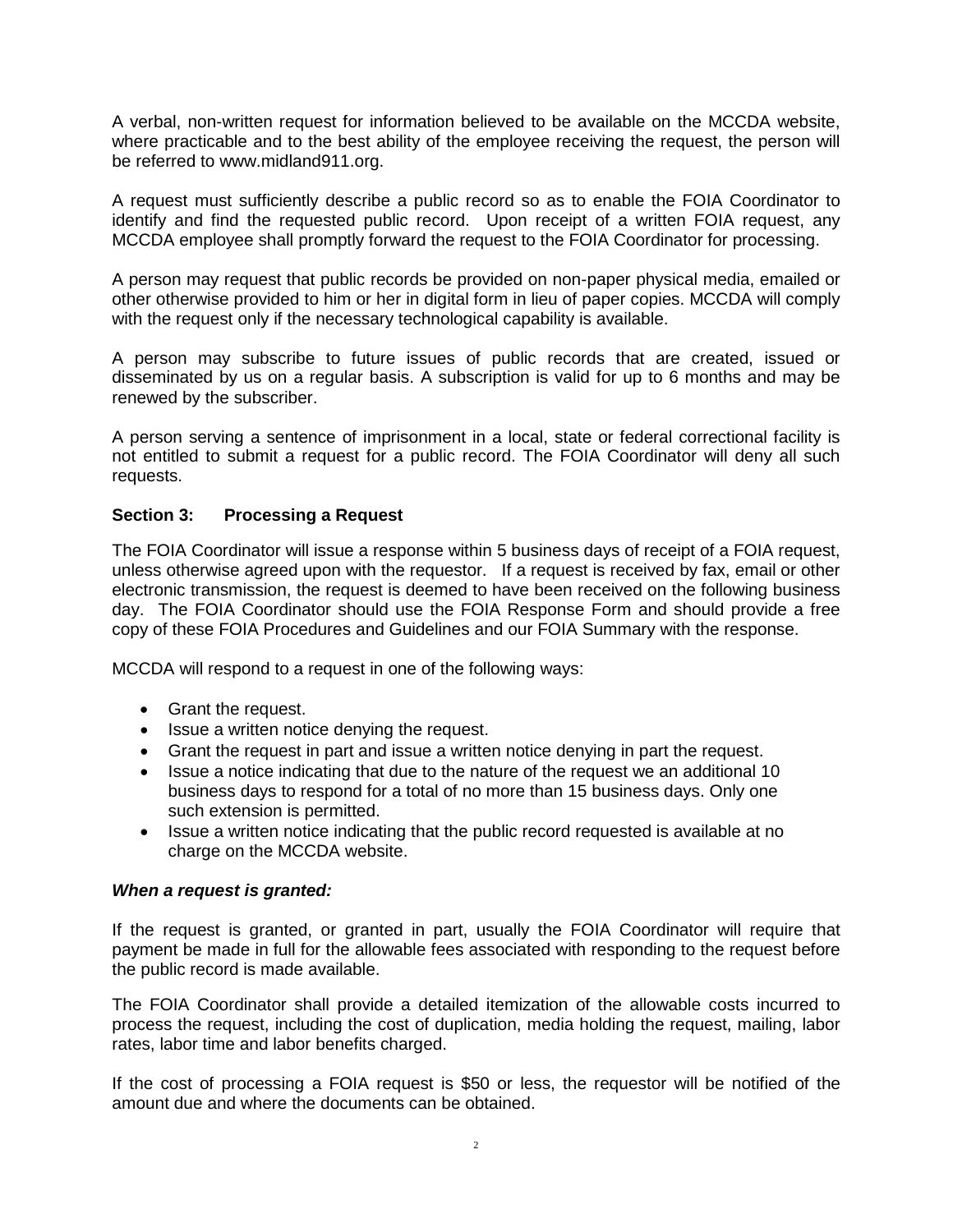A verbal, non-written request for information believed to be available on the MCCDA website, where practicable and to the best ability of the employee receiving the request, the person will be referred to www.midland911.org.

A request must sufficiently describe a public record so as to enable the FOIA Coordinator to identify and find the requested public record. Upon receipt of a written FOIA request, any MCCDA employee shall promptly forward the request to the FOIA Coordinator for processing.

A person may request that public records be provided on non-paper physical media, emailed or other otherwise provided to him or her in digital form in lieu of paper copies. MCCDA will comply with the request only if the necessary technological capability is available.

A person may subscribe to future issues of public records that are created, issued or disseminated by us on a regular basis. A subscription is valid for up to 6 months and may be renewed by the subscriber.

A person serving a sentence of imprisonment in a local, state or federal correctional facility is not entitled to submit a request for a public record. The FOIA Coordinator will deny all such requests.

**Section 3: Processing a Request**

The FOIA Coordinator will issue a response within 5 business days of receipt of a FOIA request, unless otherwise agreed upon with the requestor. If a request is received by fax, email or other electronic transmission, the request is deemed to have been received on the following business day. The FOIA Coordinator should use the FOIA Response Form and should provide a free copy of these FOIA Procedures and Guidelines and our FOIA Summary with the response.

MCCDA will respond to a request in one of the following ways:

- Grant the request.
- Issue a written notice denying the request.
- Grant the request in part and issue a written notice denying in part the request.
- Issue a notice indicating that due to the nature of the request we an additional 10 business days to respond for a total of no more than 15 business days. Only one such extension is permitted.
- Issue a written notice indicating that the public record requested is available at no charge on the MCCDA website.

***When a request is granted:***

If the request is granted, or granted in part, usually the FOIA Coordinator will require that payment be made in full for the allowable fees associated with responding to the request before the public record is made available.

The FOIA Coordinator shall provide a detailed itemization of the allowable costs incurred to process the request, including the cost of duplication, media holding the request, mailing, labor rates, labor time and labor benefits charged.

If the cost of processing a FOIA request is $50 or less, the requestor will be notified of the amount due and where the documents can be obtained.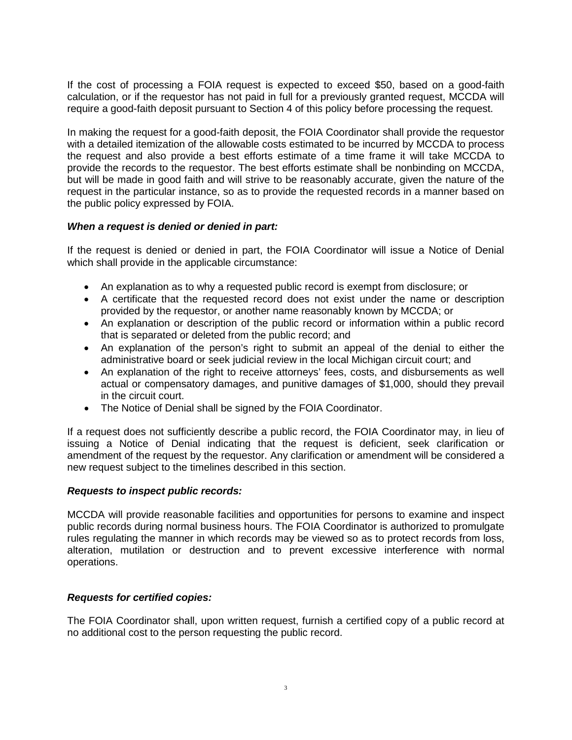If the cost of processing a FOIA request is expected to exceed $50, based on a good-faith calculation, or if the requestor has not paid in full for a previously granted request, MCCDA will require a good-faith deposit pursuant to Section 4 of this policy before processing the request.

In making the request for a good-faith deposit, the FOIA Coordinator shall provide the requestor with a detailed itemization of the allowable costs estimated to be incurred by MCCDA to process the request and also provide a best efforts estimate of a time frame it will take MCCDA to provide the records to the requestor. The best efforts estimate shall be nonbinding on MCCDA, but will be made in good faith and will strive to be reasonably accurate, given the nature of the request in the particular instance, so as to provide the requested records in a manner based on the public policy expressed by FOIA.

***When a request is denied or denied in part:***

If the request is denied or denied in part, the FOIA Coordinator will issue a Notice of Denial which shall provide in the applicable circumstance:

- An explanation as to why a requested public record is exempt from disclosure; or
- A certificate that the requested record does not exist under the name or description provided by the requestor, or another name reasonably known by MCCDA; or
- An explanation or description of the public record or information within a public record that is separated or deleted from the public record; and
- An explanation of the person's right to submit an appeal of the denial to either the administrative board or seek judicial review in the local Michigan circuit court; and
- An explanation of the right to receive attorneys' fees, costs, and disbursements as well actual or compensatory damages, and punitive damages of $1,000, should they prevail in the circuit court.
- The Notice of Denial shall be signed by the FOIA Coordinator.

If a request does not sufficiently describe a public record, the FOIA Coordinator may, in lieu of issuing a Notice of Denial indicating that the request is deficient, seek clarification or amendment of the request by the requestor. Any clarification or amendment will be considered a new request subject to the timelines described in this section.

***Requests to inspect public records:***

MCCDA will provide reasonable facilities and opportunities for persons to examine and inspect public records during normal business hours. The FOIA Coordinator is authorized to promulgate rules regulating the manner in which records may be viewed so as to protect records from loss, alteration, mutilation or destruction and to prevent excessive interference with normal operations.

***Requests for certified copies:***

The FOIA Coordinator shall, upon written request, furnish a certified copy of a public record at no additional cost to the person requesting the public record.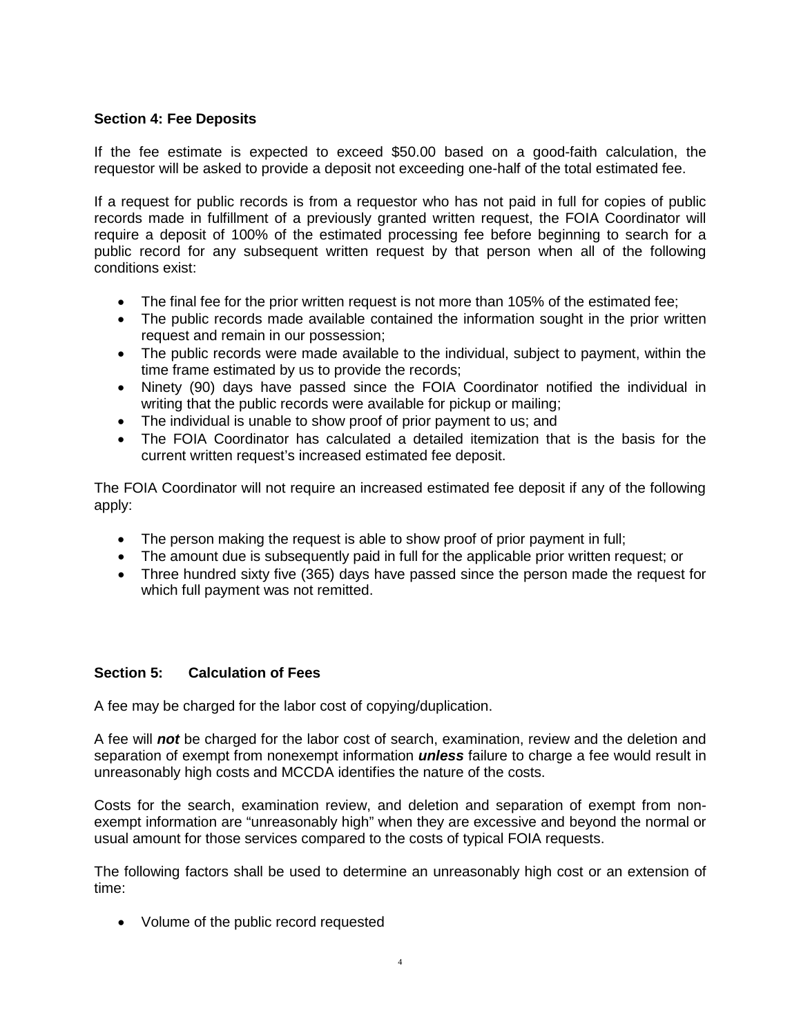### Section 4: Fee Deposits

If the fee estimate is expected to exceed $50.00 based on a good-faith calculation, the requestor will be asked to provide a deposit not exceeding one-half of the total estimated fee.

If a request for public records is from a requestor who has not paid in full for copies of public records made in fulfillment of a previously granted written request, the FOIA Coordinator will require a deposit of 100% of the estimated processing fee before beginning to search for a public record for any subsequent written request by that person when all of the following conditions exist:

- The final fee for the prior written request is not more than 105% of the estimated fee;
- The public records made available contained the information sought in the prior written request and remain in our possession;
- The public records were made available to the individual, subject to payment, within the time frame estimated by us to provide the records;
- Ninety (90) days have passed since the FOIA Coordinator notified the individual in writing that the public records were available for pickup or mailing;
- The individual is unable to show proof of prior payment to us; and
- The FOIA Coordinator has calculated a detailed itemization that is the basis for the current written request's increased estimated fee deposit.

The FOIA Coordinator will not require an increased estimated fee deposit if any of the following apply:

- The person making the request is able to show proof of prior payment in full;
- The amount due is subsequently paid in full for the applicable prior written request; or
- Three hundred sixty five (365) days have passed since the person made the request for which full payment was not remitted.

### Section 5: Calculation of Fees

A fee may be charged for the labor cost of copying/duplication.

A fee will ***not*** be charged for the labor cost of search, examination, review and the deletion and separation of exempt from nonexempt information ***unless*** failure to charge a fee would result in unreasonably high costs and MCCDA identifies the nature of the costs.

Costs for the search, examination review, and deletion and separation of exempt from non-exempt information are "unreasonably high" when they are excessive and beyond the normal or usual amount for those services compared to the costs of typical FOIA requests.

The following factors shall be used to determine an unreasonably high cost or an extension of time:

- Volume of the public record requested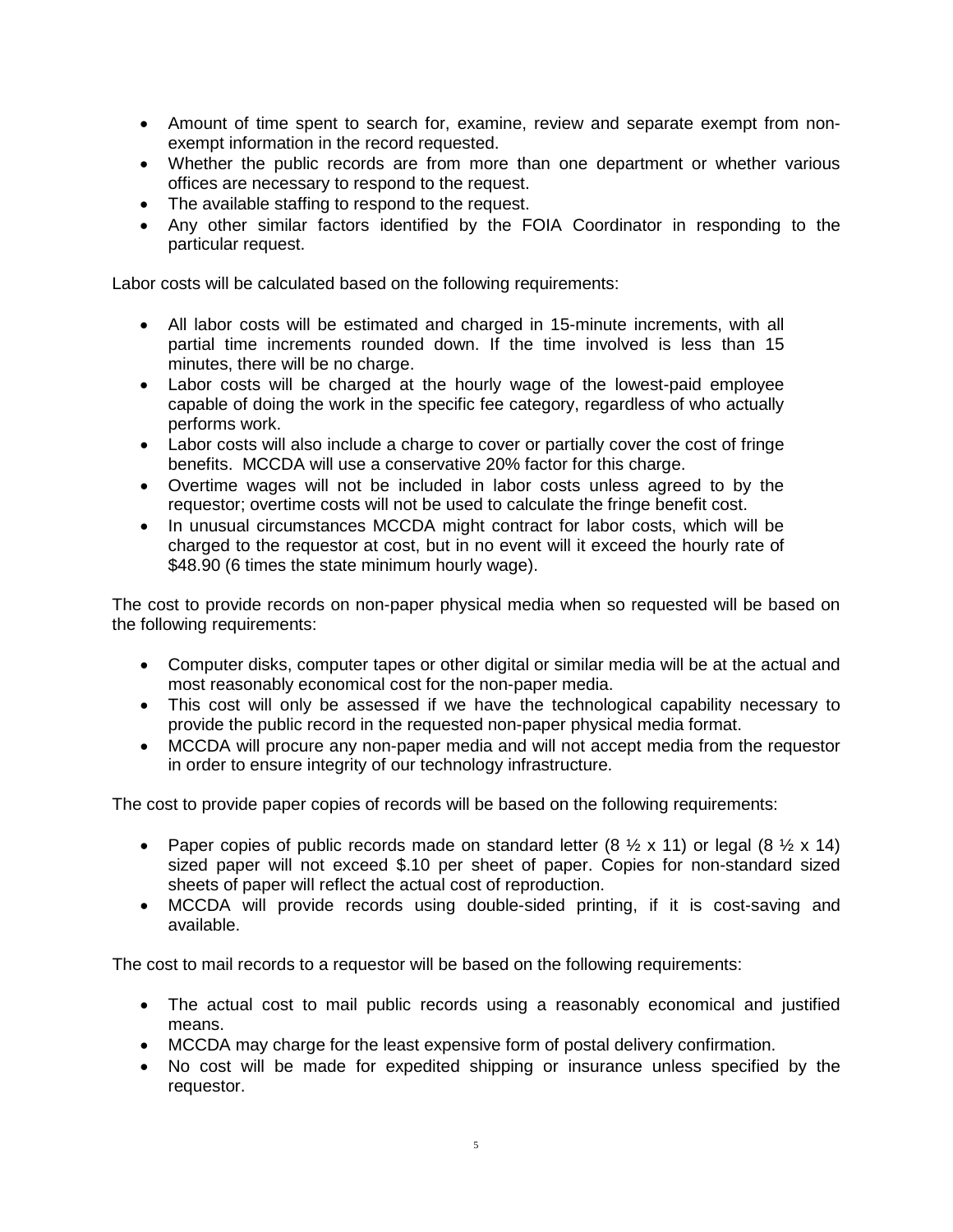- Amount of time spent to search for, examine, review and separate exempt from non-exempt information in the record requested.
- Whether the public records are from more than one department or whether various offices are necessary to respond to the request.
- The available staffing to respond to the request.
- Any other similar factors identified by the FOIA Coordinator in responding to the particular request.

Labor costs will be calculated based on the following requirements:

- All labor costs will be estimated and charged in 15-minute increments, with all partial time increments rounded down. If the time involved is less than 15 minutes, there will be no charge.
- Labor costs will be charged at the hourly wage of the lowest-paid employee capable of doing the work in the specific fee category, regardless of who actually performs work.
- Labor costs will also include a charge to cover or partially cover the cost of fringe benefits. MCCDA will use a conservative 20% factor for this charge.
- Overtime wages will not be included in labor costs unless agreed to by the requestor; overtime costs will not be used to calculate the fringe benefit cost.
- In unusual circumstances MCCDA might contract for labor costs, which will be charged to the requestor at cost, but in no event will it exceed the hourly rate of $48.90 (6 times the state minimum hourly wage).

The cost to provide records on non-paper physical media when so requested will be based on the following requirements:

- Computer disks, computer tapes or other digital or similar media will be at the actual and most reasonably economical cost for the non-paper media.
- This cost will only be assessed if we have the technological capability necessary to provide the public record in the requested non-paper physical media format.
- MCCDA will procure any non-paper media and will not accept media from the requestor in order to ensure integrity of our technology infrastructure.

The cost to provide paper copies of records will be based on the following requirements:

- Paper copies of public records made on standard letter (8 ½ x 11) or legal (8 ½ x 14) sized paper will not exceed $.10 per sheet of paper. Copies for non-standard sized sheets of paper will reflect the actual cost of reproduction.
- MCCDA will provide records using double-sided printing, if it is cost-saving and available.

The cost to mail records to a requestor will be based on the following requirements:

- The actual cost to mail public records using a reasonably economical and justified means.
- MCCDA may charge for the least expensive form of postal delivery confirmation.
- No cost will be made for expedited shipping or insurance unless specified by the requestor.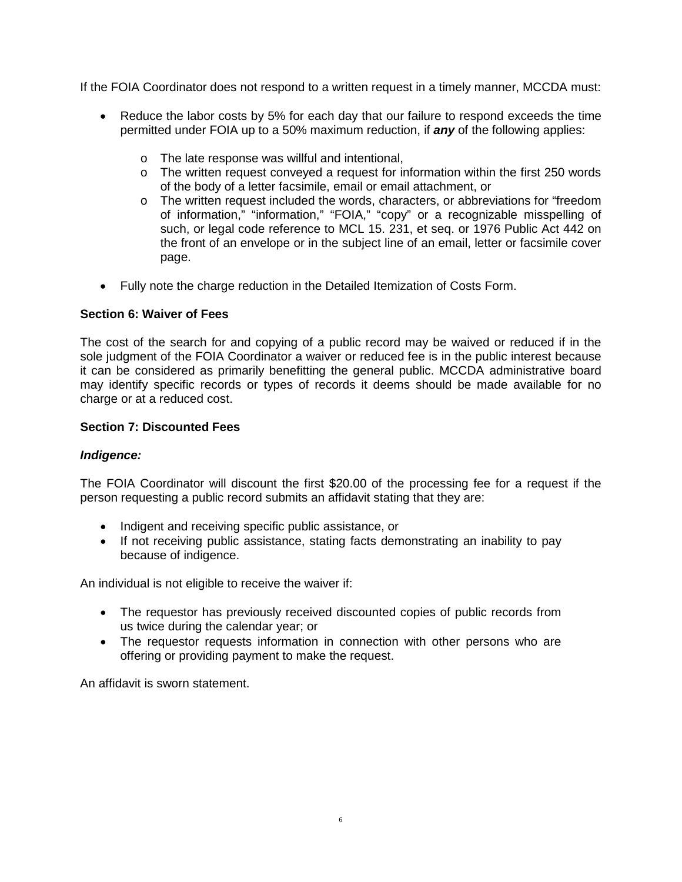If the FOIA Coordinator does not respond to a written request in a timely manner, MCCDA must:

- Reduce the labor costs by 5% for each day that our failure to respond exceeds the time permitted under FOIA up to a 50% maximum reduction, if ***any*** of the following applies:
  - The late response was willful and intentional,
  - The written request conveyed a request for information within the first 250 words of the body of a letter facsimile, email or email attachment, or
  - The written request included the words, characters, or abbreviations for "freedom of information," "information," "FOIA," "copy" or a recognizable misspelling of such, or legal code reference to MCL 15. 231, et seq. or 1976 Public Act 442 on the front of an envelope or in the subject line of an email, letter or facsimile cover page.
- Fully note the charge reduction in the Detailed Itemization of Costs Form.

**Section 6: Waiver of Fees**

The cost of the search for and copying of a public record may be waived or reduced if in the sole judgment of the FOIA Coordinator a waiver or reduced fee is in the public interest because it can be considered as primarily benefitting the general public. MCCDA administrative board may identify specific records or types of records it deems should be made available for no charge or at a reduced cost.

**Section 7: Discounted Fees**

***Indigence:***

The FOIA Coordinator will discount the first $20.00 of the processing fee for a request if the person requesting a public record submits an affidavit stating that they are:

- Indigent and receiving specific public assistance, or
- If not receiving public assistance, stating facts demonstrating an inability to pay because of indigence.

An individual is not eligible to receive the waiver if:

- The requestor has previously received discounted copies of public records from us twice during the calendar year; or
- The requestor requests information in connection with other persons who are offering or providing payment to make the request.

An affidavit is sworn statement.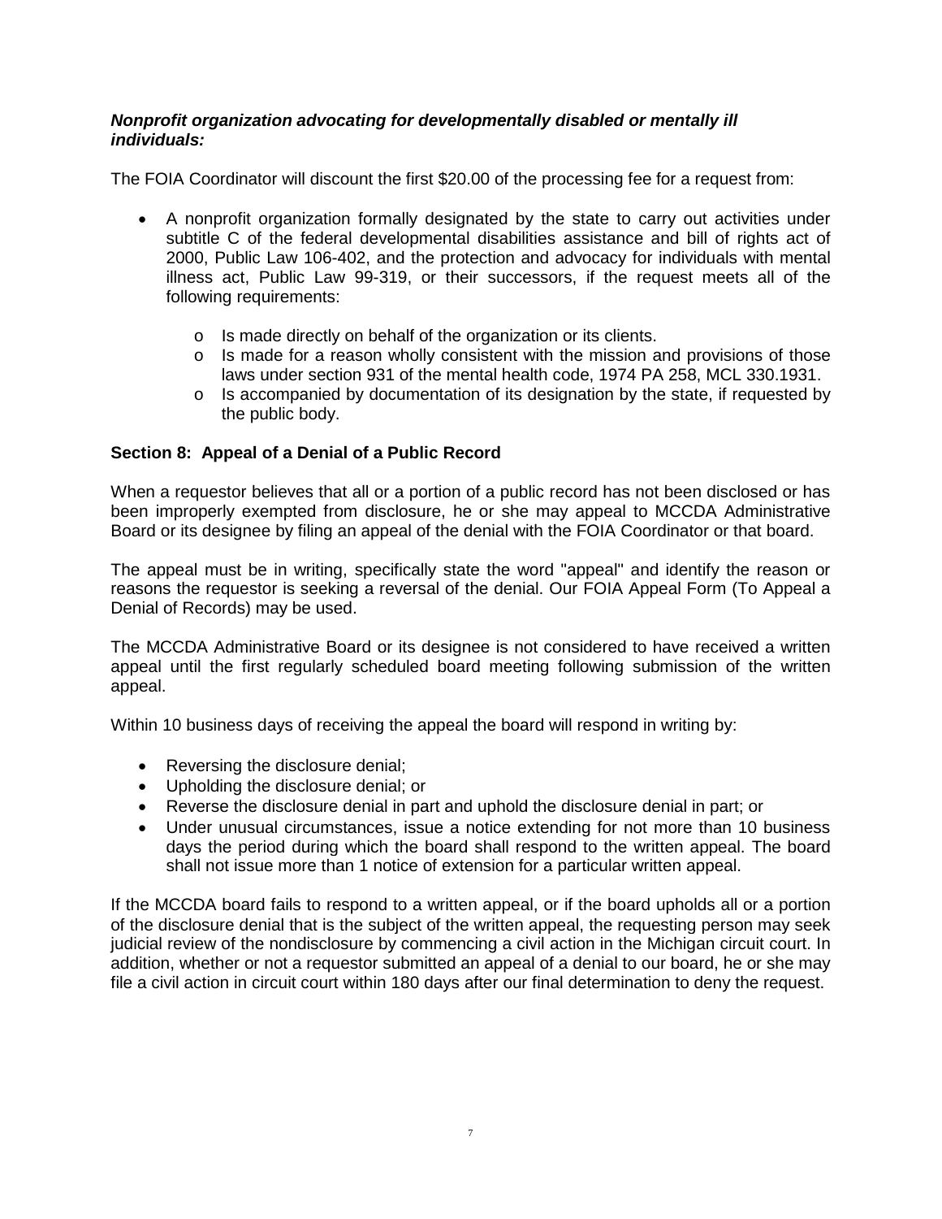***Nonprofit organization advocating for developmentally disabled or mentally ill individuals:***

The FOIA Coordinator will discount the first $20.00 of the processing fee for a request from:

- A nonprofit organization formally designated by the state to carry out activities under subtitle C of the federal developmental disabilities assistance and bill of rights act of 2000, Public Law 106-402, and the protection and advocacy for individuals with mental illness act, Public Law 99-319, or their successors, if the request meets all of the following requirements:
    - Is made directly on behalf of the organization or its clients.
    - Is made for a reason wholly consistent with the mission and provisions of those laws under section 931 of the mental health code, 1974 PA 258, MCL 330.1931.
    - Is accompanied by documentation of its designation by the state, if requested by the public body.

**Section 8: Appeal of a Denial of a Public Record**

When a requestor believes that all or a portion of a public record has not been disclosed or has been improperly exempted from disclosure, he or she may appeal to MCCDA Administrative Board or its designee by filing an appeal of the denial with the FOIA Coordinator or that board.

The appeal must be in writing, specifically state the word "appeal" and identify the reason or reasons the requestor is seeking a reversal of the denial. Our FOIA Appeal Form (To Appeal a Denial of Records) may be used.

The MCCDA Administrative Board or its designee is not considered to have received a written appeal until the first regularly scheduled board meeting following submission of the written appeal.

Within 10 business days of receiving the appeal the board will respond in writing by:

- Reversing the disclosure denial;
- Upholding the disclosure denial; or
- Reverse the disclosure denial in part and uphold the disclosure denial in part; or
- Under unusual circumstances, issue a notice extending for not more than 10 business days the period during which the board shall respond to the written appeal. The board shall not issue more than 1 notice of extension for a particular written appeal.

If the MCCDA board fails to respond to a written appeal, or if the board upholds all or a portion of the disclosure denial that is the subject of the written appeal, the requesting person may seek judicial review of the nondisclosure by commencing a civil action in the Michigan circuit court. In addition, whether or not a requestor submitted an appeal of a denial to our board, he or she may file a civil action in circuit court within 180 days after our final determination to deny the request.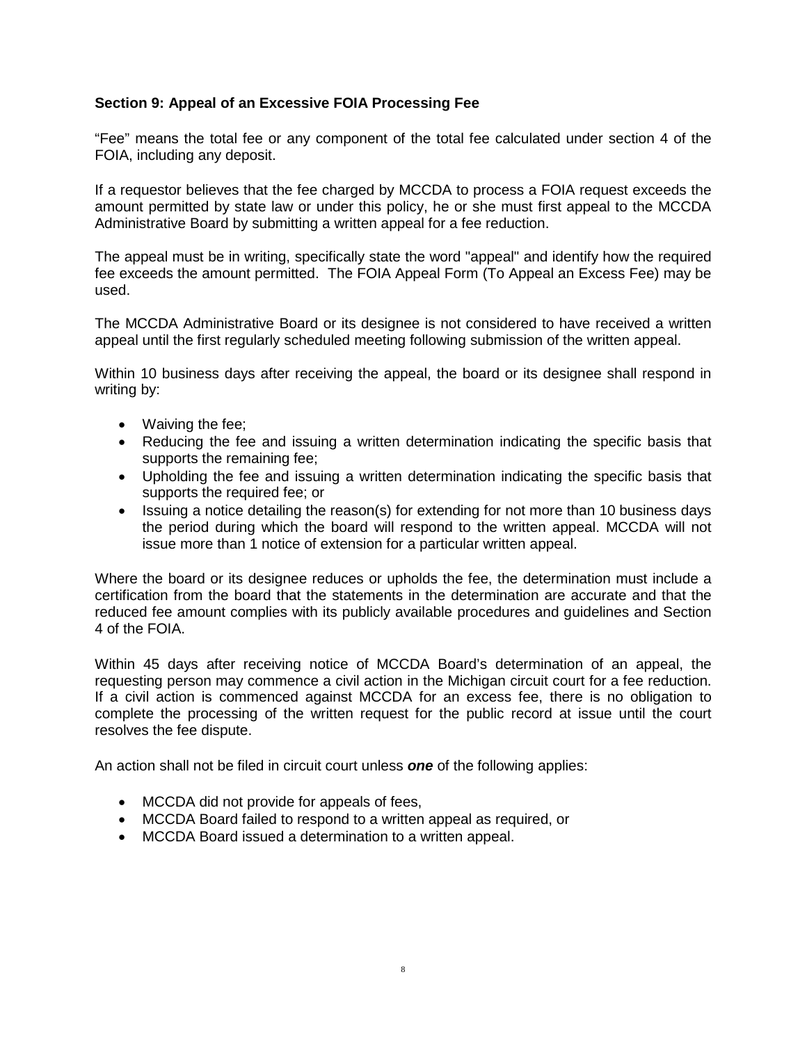## Section 9: Appeal of an Excessive FOIA Processing Fee

"Fee" means the total fee or any component of the total fee calculated under section 4 of the FOIA, including any deposit.

If a requestor believes that the fee charged by MCCDA to process a FOIA request exceeds the amount permitted by state law or under this policy, he or she must first appeal to the MCCDA Administrative Board by submitting a written appeal for a fee reduction.

The appeal must be in writing, specifically state the word "appeal" and identify how the required fee exceeds the amount permitted. The FOIA Appeal Form (To Appeal an Excess Fee) may be used.

The MCCDA Administrative Board or its designee is not considered to have received a written appeal until the first regularly scheduled meeting following submission of the written appeal.

Within 10 business days after receiving the appeal, the board or its designee shall respond in writing by:

- Waiving the fee;
- Reducing the fee and issuing a written determination indicating the specific basis that supports the remaining fee;
- Upholding the fee and issuing a written determination indicating the specific basis that supports the required fee; or
- Issuing a notice detailing the reason(s) for extending for not more than 10 business days the period during which the board will respond to the written appeal. MCCDA will not issue more than 1 notice of extension for a particular written appeal.

Where the board or its designee reduces or upholds the fee, the determination must include a certification from the board that the statements in the determination are accurate and that the reduced fee amount complies with its publicly available procedures and guidelines and Section 4 of the FOIA.

Within 45 days after receiving notice of MCCDA Board's determination of an appeal, the requesting person may commence a civil action in the Michigan circuit court for a fee reduction. If a civil action is commenced against MCCDA for an excess fee, there is no obligation to complete the processing of the written request for the public record at issue until the court resolves the fee dispute.

An action shall not be filed in circuit court unless ***one*** of the following applies:

- MCCDA did not provide for appeals of fees,
- MCCDA Board failed to respond to a written appeal as required, or
- MCCDA Board issued a determination to a written appeal.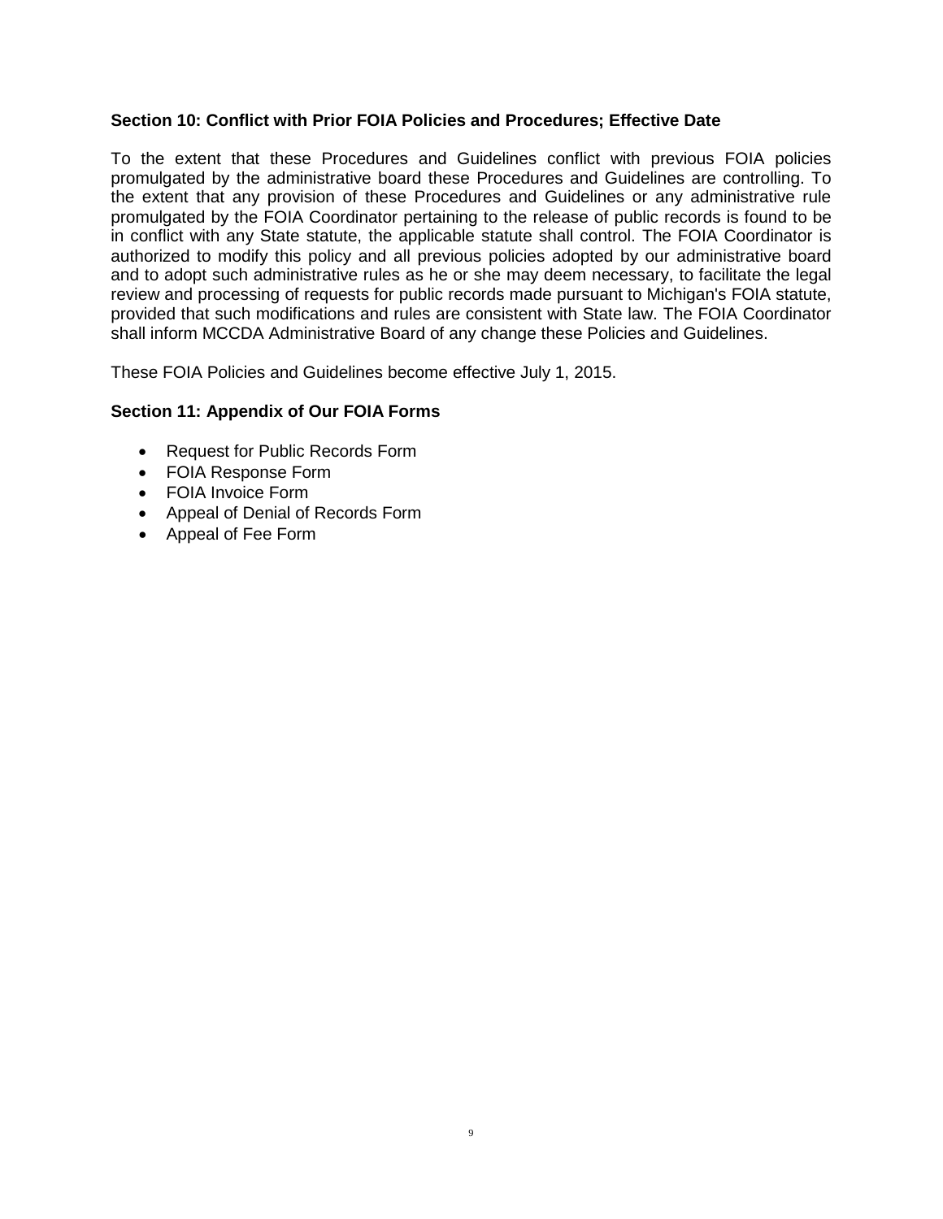### Section 10: Conflict with Prior FOIA Policies and Procedures; Effective Date

To the extent that these Procedures and Guidelines conflict with previous FOIA policies promulgated by the administrative board these Procedures and Guidelines are controlling. To the extent that any provision of these Procedures and Guidelines or any administrative rule promulgated by the FOIA Coordinator pertaining to the release of public records is found to be in conflict with any State statute, the applicable statute shall control. The FOIA Coordinator is authorized to modify this policy and all previous policies adopted by our administrative board and to adopt such administrative rules as he or she may deem necessary, to facilitate the legal review and processing of requests for public records made pursuant to Michigan's FOIA statute, provided that such modifications and rules are consistent with State law. The FOIA Coordinator shall inform MCCDA Administrative Board of any change these Policies and Guidelines.

These FOIA Policies and Guidelines become effective July 1, 2015.

### Section 11: Appendix of Our FOIA Forms

- Request for Public Records Form
- FOIA Response Form
- FOIA Invoice Form
- Appeal of Denial of Records Form
- Appeal of Fee Form